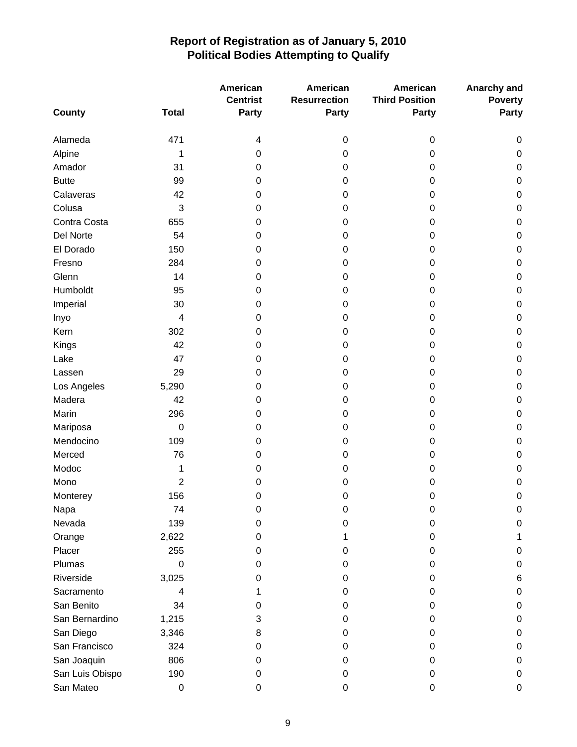# Report of Registration as of January 5, 2010
## Political Bodies Attempting to Qualify

| County | Total | American Centrist Party | American Resurrection Party | American Third Position Party | Anarchy and Poverty Party |
|---|---|---|---|---|---|
| Alameda | 471 | 4 | 0 | 0 | 0 |
| Alpine | 1 | 0 | 0 | 0 | 0 |
| Amador | 31 | 0 | 0 | 0 | 0 |
| Butte | 99 | 0 | 0 | 0 | 0 |
| Calaveras | 42 | 0 | 0 | 0 | 0 |
| Colusa | 3 | 0 | 0 | 0 | 0 |
| Contra Costa | 655 | 0 | 0 | 0 | 0 |
| Del Norte | 54 | 0 | 0 | 0 | 0 |
| El Dorado | 150 | 0 | 0 | 0 | 0 |
| Fresno | 284 | 0 | 0 | 0 | 0 |
| Glenn | 14 | 0 | 0 | 0 | 0 |
| Humboldt | 95 | 0 | 0 | 0 | 0 |
| Imperial | 30 | 0 | 0 | 0 | 0 |
| Inyo | 4 | 0 | 0 | 0 | 0 |
| Kern | 302 | 0 | 0 | 0 | 0 |
| Kings | 42 | 0 | 0 | 0 | 0 |
| Lake | 47 | 0 | 0 | 0 | 0 |
| Lassen | 29 | 0 | 0 | 0 | 0 |
| Los Angeles | 5,290 | 0 | 0 | 0 | 0 |
| Madera | 42 | 0 | 0 | 0 | 0 |
| Marin | 296 | 0 | 0 | 0 | 0 |
| Mariposa | 0 | 0 | 0 | 0 | 0 |
| Mendocino | 109 | 0 | 0 | 0 | 0 |
| Merced | 76 | 0 | 0 | 0 | 0 |
| Modoc | 1 | 0 | 0 | 0 | 0 |
| Mono | 2 | 0 | 0 | 0 | 0 |
| Monterey | 156 | 0 | 0 | 0 | 0 |
| Napa | 74 | 0 | 0 | 0 | 0 |
| Nevada | 139 | 0 | 0 | 0 | 0 |
| Orange | 2,622 | 0 | 1 | 0 | 1 |
| Placer | 255 | 0 | 0 | 0 | 0 |
| Plumas | 0 | 0 | 0 | 0 | 0 |
| Riverside | 3,025 | 0 | 0 | 0 | 6 |
| Sacramento | 4 | 1 | 0 | 0 | 0 |
| San Benito | 34 | 0 | 0 | 0 | 0 |
| San Bernardino | 1,215 | 3 | 0 | 0 | 0 |
| San Diego | 3,346 | 8 | 0 | 0 | 0 |
| San Francisco | 324 | 0 | 0 | 0 | 0 |
| San Joaquin | 806 | 0 | 0 | 0 | 0 |
| San Luis Obispo | 190 | 0 | 0 | 0 | 0 |
| San Mateo | 0 | 0 | 0 | 0 | 0 |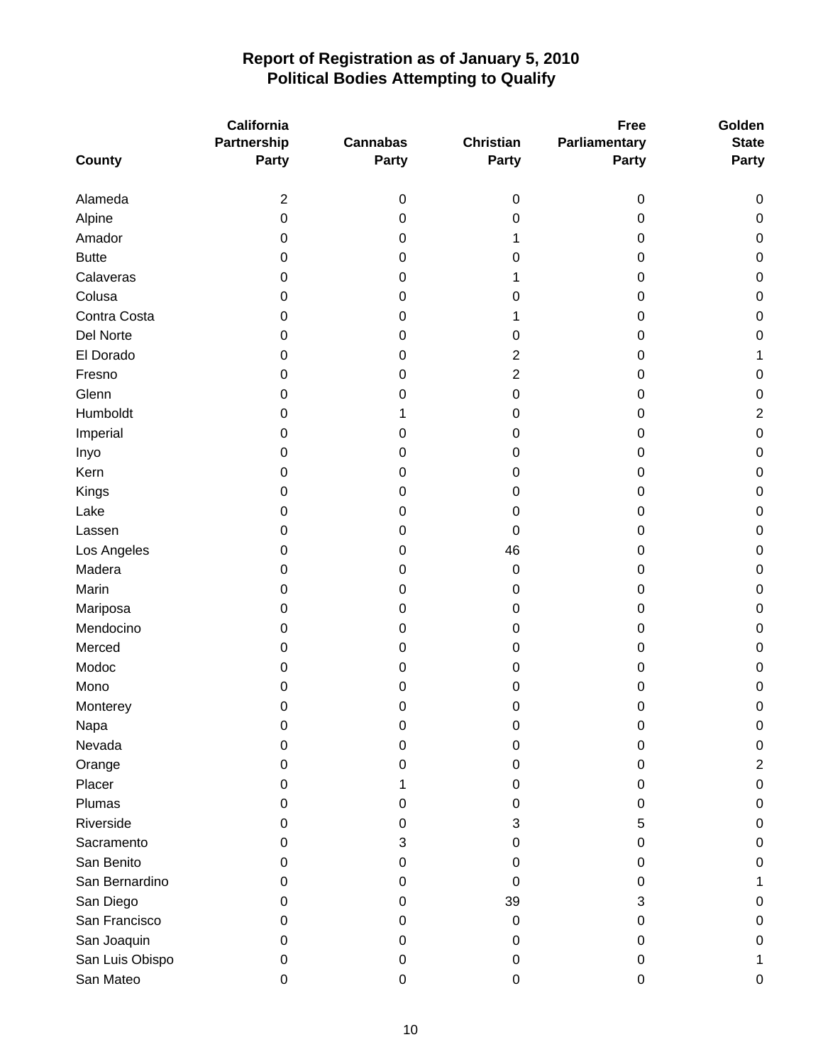# Report of Registration as of January 5, 2010
## Political Bodies Attempting to Qualify

| County | California Partnership Party | Cannabas Party | Christian Party | Free Parliamentary Party | Golden State Party |
|---|---|---|---|---|---|
| Alameda | 2 | 0 | 0 | 0 | 0 |
| Alpine | 0 | 0 | 0 | 0 | 0 |
| Amador | 0 | 0 | 1 | 0 | 0 |
| Butte | 0 | 0 | 0 | 0 | 0 |
| Calaveras | 0 | 0 | 1 | 0 | 0 |
| Colusa | 0 | 0 | 0 | 0 | 0 |
| Contra Costa | 0 | 0 | 1 | 0 | 0 |
| Del Norte | 0 | 0 | 0 | 0 | 0 |
| El Dorado | 0 | 0 | 2 | 0 | 1 |
| Fresno | 0 | 0 | 2 | 0 | 0 |
| Glenn | 0 | 0 | 0 | 0 | 0 |
| Humboldt | 0 | 1 | 0 | 0 | 2 |
| Imperial | 0 | 0 | 0 | 0 | 0 |
| Inyo | 0 | 0 | 0 | 0 | 0 |
| Kern | 0 | 0 | 0 | 0 | 0 |
| Kings | 0 | 0 | 0 | 0 | 0 |
| Lake | 0 | 0 | 0 | 0 | 0 |
| Lassen | 0 | 0 | 0 | 0 | 0 |
| Los Angeles | 0 | 0 | 46 | 0 | 0 |
| Madera | 0 | 0 | 0 | 0 | 0 |
| Marin | 0 | 0 | 0 | 0 | 0 |
| Mariposa | 0 | 0 | 0 | 0 | 0 |
| Mendocino | 0 | 0 | 0 | 0 | 0 |
| Merced | 0 | 0 | 0 | 0 | 0 |
| Modoc | 0 | 0 | 0 | 0 | 0 |
| Mono | 0 | 0 | 0 | 0 | 0 |
| Monterey | 0 | 0 | 0 | 0 | 0 |
| Napa | 0 | 0 | 0 | 0 | 0 |
| Nevada | 0 | 0 | 0 | 0 | 0 |
| Orange | 0 | 0 | 0 | 0 | 2 |
| Placer | 0 | 1 | 0 | 0 | 0 |
| Plumas | 0 | 0 | 0 | 0 | 0 |
| Riverside | 0 | 0 | 3 | 5 | 0 |
| Sacramento | 0 | 3 | 0 | 0 | 0 |
| San Benito | 0 | 0 | 0 | 0 | 0 |
| San Bernardino | 0 | 0 | 0 | 0 | 1 |
| San Diego | 0 | 0 | 39 | 3 | 0 |
| San Francisco | 0 | 0 | 0 | 0 | 0 |
| San Joaquin | 0 | 0 | 0 | 0 | 0 |
| San Luis Obispo | 0 | 0 | 0 | 0 | 1 |
| San Mateo | 0 | 0 | 0 | 0 | 0 |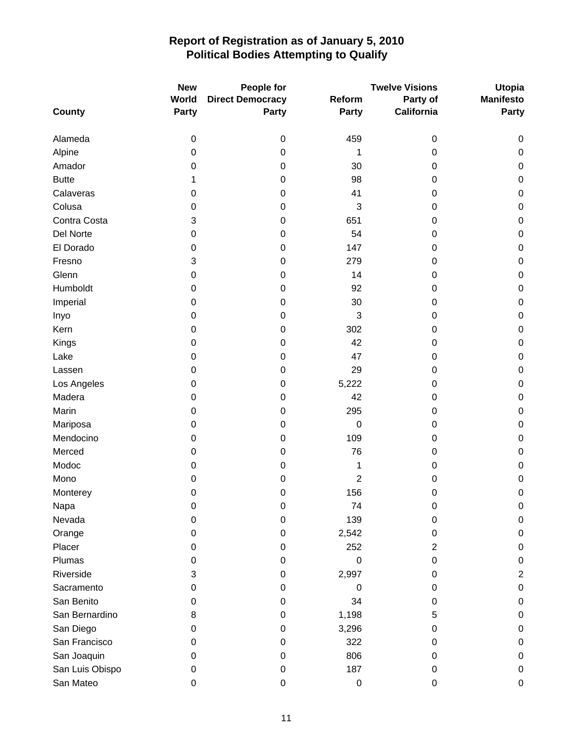# Report of Registration as of January 5, 2010
## Political Bodies Attempting to Qualify

| County | New World Party | People for Direct Democracy Party | Reform Party | Twelve Visions Party of California | Utopia Manifesto Party |
|---|---|---|---|---|---|
| Alameda | 0 | 0 | 459 | 0 | 0 |
| Alpine | 0 | 0 | 1 | 0 | 0 |
| Amador | 0 | 0 | 30 | 0 | 0 |
| Butte | 1 | 0 | 98 | 0 | 0 |
| Calaveras | 0 | 0 | 41 | 0 | 0 |
| Colusa | 0 | 0 | 3 | 0 | 0 |
| Contra Costa | 3 | 0 | 651 | 0 | 0 |
| Del Norte | 0 | 0 | 54 | 0 | 0 |
| El Dorado | 0 | 0 | 147 | 0 | 0 |
| Fresno | 3 | 0 | 279 | 0 | 0 |
| Glenn | 0 | 0 | 14 | 0 | 0 |
| Humboldt | 0 | 0 | 92 | 0 | 0 |
| Imperial | 0 | 0 | 30 | 0 | 0 |
| Inyo | 0 | 0 | 3 | 0 | 0 |
| Kern | 0 | 0 | 302 | 0 | 0 |
| Kings | 0 | 0 | 42 | 0 | 0 |
| Lake | 0 | 0 | 47 | 0 | 0 |
| Lassen | 0 | 0 | 29 | 0 | 0 |
| Los Angeles | 0 | 0 | 5,222 | 0 | 0 |
| Madera | 0 | 0 | 42 | 0 | 0 |
| Marin | 0 | 0 | 295 | 0 | 0 |
| Mariposa | 0 | 0 | 0 | 0 | 0 |
| Mendocino | 0 | 0 | 109 | 0 | 0 |
| Merced | 0 | 0 | 76 | 0 | 0 |
| Modoc | 0 | 0 | 1 | 0 | 0 |
| Mono | 0 | 0 | 2 | 0 | 0 |
| Monterey | 0 | 0 | 156 | 0 | 0 |
| Napa | 0 | 0 | 74 | 0 | 0 |
| Nevada | 0 | 0 | 139 | 0 | 0 |
| Orange | 0 | 0 | 2,542 | 0 | 0 |
| Placer | 0 | 0 | 252 | 2 | 0 |
| Plumas | 0 | 0 | 0 | 0 | 0 |
| Riverside | 3 | 0 | 2,997 | 0 | 2 |
| Sacramento | 0 | 0 | 0 | 0 | 0 |
| San Benito | 0 | 0 | 34 | 0 | 0 |
| San Bernardino | 8 | 0 | 1,198 | 5 | 0 |
| San Diego | 0 | 0 | 3,296 | 0 | 0 |
| San Francisco | 0 | 0 | 322 | 0 | 0 |
| San Joaquin | 0 | 0 | 806 | 0 | 0 |
| San Luis Obispo | 0 | 0 | 187 | 0 | 0 |
| San Mateo | 0 | 0 | 0 | 0 | 0 |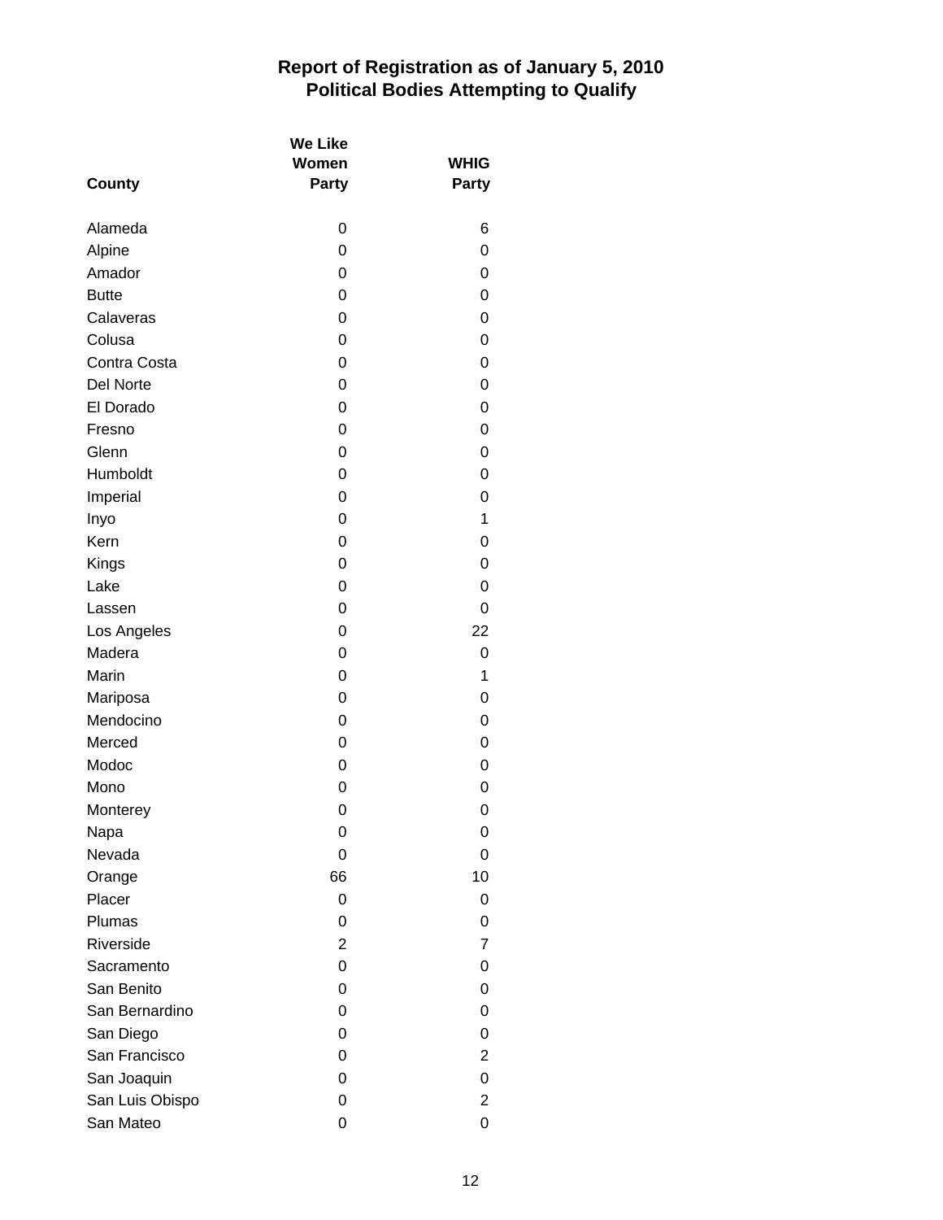## Report of Registration as of January 5, 2010
## Political Bodies Attempting to Qualify

| County | We Like Women Party | WHIG Party |
|---|---|---|
| Alameda | 0 | 6 |
| Alpine | 0 | 0 |
| Amador | 0 | 0 |
| Butte | 0 | 0 |
| Calaveras | 0 | 0 |
| Colusa | 0 | 0 |
| Contra Costa | 0 | 0 |
| Del Norte | 0 | 0 |
| El Dorado | 0 | 0 |
| Fresno | 0 | 0 |
| Glenn | 0 | 0 |
| Humboldt | 0 | 0 |
| Imperial | 0 | 0 |
| Inyo | 0 | 1 |
| Kern | 0 | 0 |
| Kings | 0 | 0 |
| Lake | 0 | 0 |
| Lassen | 0 | 0 |
| Los Angeles | 0 | 22 |
| Madera | 0 | 0 |
| Marin | 0 | 1 |
| Mariposa | 0 | 0 |
| Mendocino | 0 | 0 |
| Merced | 0 | 0 |
| Modoc | 0 | 0 |
| Mono | 0 | 0 |
| Monterey | 0 | 0 |
| Napa | 0 | 0 |
| Nevada | 0 | 0 |
| Orange | 66 | 10 |
| Placer | 0 | 0 |
| Plumas | 0 | 0 |
| Riverside | 2 | 7 |
| Sacramento | 0 | 0 |
| San Benito | 0 | 0 |
| San Bernardino | 0 | 0 |
| San Diego | 0 | 0 |
| San Francisco | 0 | 2 |
| San Joaquin | 0 | 0 |
| San Luis Obispo | 0 | 2 |
| San Mateo | 0 | 0 |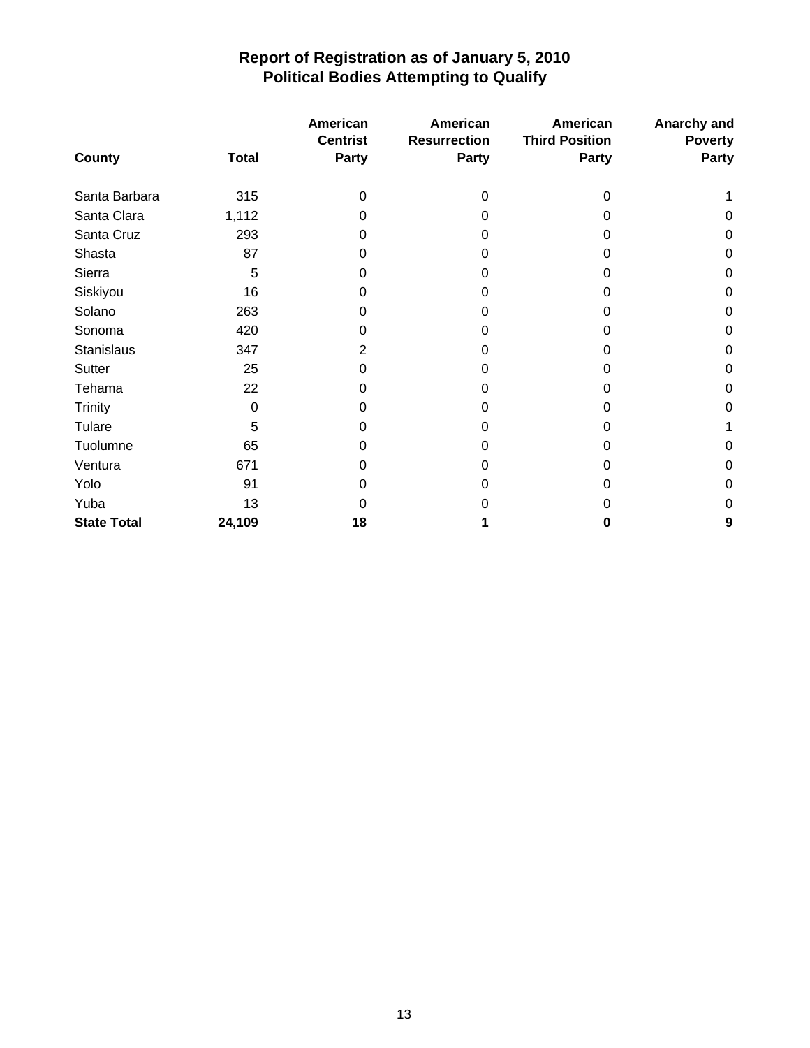# Report of Registration as of January 5, 2010
## Political Bodies Attempting to Qualify

| County | Total | American Centrist Party | American Resurrection Party | American Third Position Party | Anarchy and Poverty Party |
|---|---|---|---|---|---|
| Santa Barbara | 315 | 0 | 0 | 0 | 1 |
| Santa Clara | 1,112 | 0 | 0 | 0 | 0 |
| Santa Cruz | 293 | 0 | 0 | 0 | 0 |
| Shasta | 87 | 0 | 0 | 0 | 0 |
| Sierra | 5 | 0 | 0 | 0 | 0 |
| Siskiyou | 16 | 0 | 0 | 0 | 0 |
| Solano | 263 | 0 | 0 | 0 | 0 |
| Sonoma | 420 | 0 | 0 | 0 | 0 |
| Stanislaus | 347 | 2 | 0 | 0 | 0 |
| Sutter | 25 | 0 | 0 | 0 | 0 |
| Tehama | 22 | 0 | 0 | 0 | 0 |
| Trinity | 0 | 0 | 0 | 0 | 0 |
| Tulare | 5 | 0 | 0 | 0 | 1 |
| Tuolumne | 65 | 0 | 0 | 0 | 0 |
| Ventura | 671 | 0 | 0 | 0 | 0 |
| Yolo | 91 | 0 | 0 | 0 | 0 |
| Yuba | 13 | 0 | 0 | 0 | 0 |
| **State Total** | **24,109** | **18** | **1** | **0** | **9** |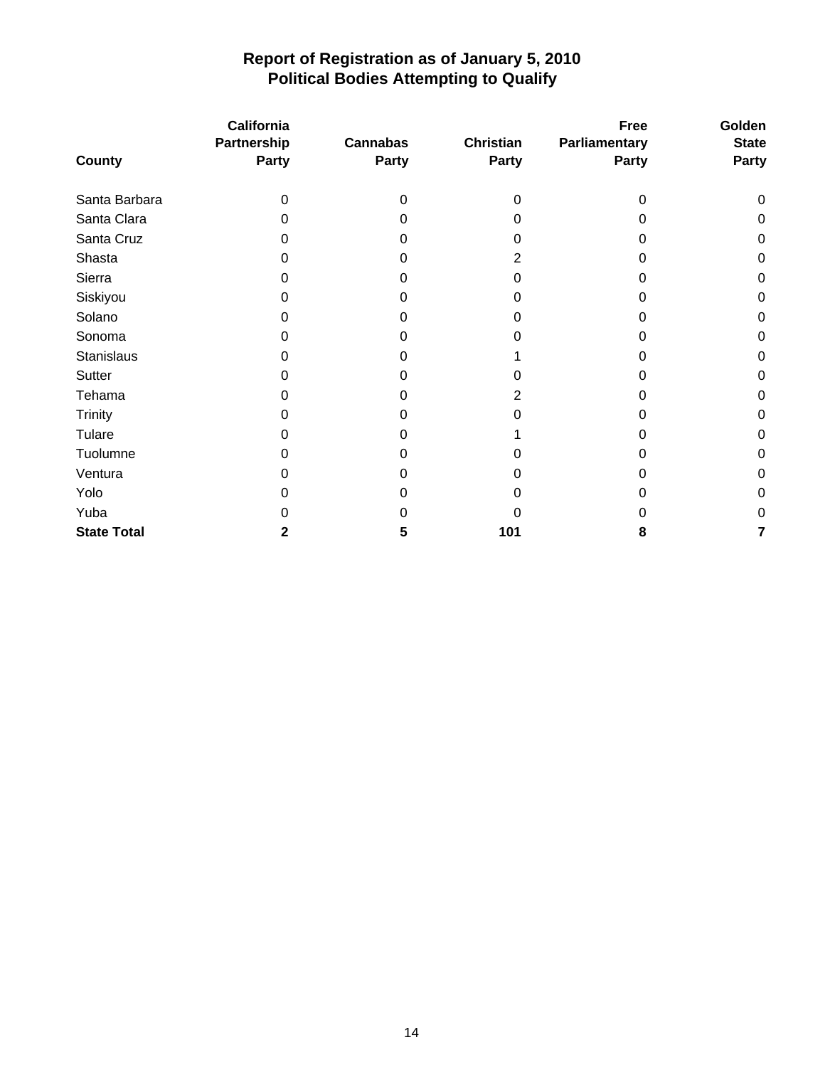# Report of Registration as of January 5, 2010
## Political Bodies Attempting to Qualify

| County | California Partnership Party | Cannabas Party | Christian Party | Free Parliamentary Party | Golden State Party |
|---|---|---|---|---|---|
| Santa Barbara | 0 | 0 | 0 | 0 | 0 |
| Santa Clara | 0 | 0 | 0 | 0 | 0 |
| Santa Cruz | 0 | 0 | 0 | 0 | 0 |
| Shasta | 0 | 0 | 2 | 0 | 0 |
| Sierra | 0 | 0 | 0 | 0 | 0 |
| Siskiyou | 0 | 0 | 0 | 0 | 0 |
| Solano | 0 | 0 | 0 | 0 | 0 |
| Sonoma | 0 | 0 | 0 | 0 | 0 |
| Stanislaus | 0 | 0 | 1 | 0 | 0 |
| Sutter | 0 | 0 | 0 | 0 | 0 |
| Tehama | 0 | 0 | 2 | 0 | 0 |
| Trinity | 0 | 0 | 0 | 0 | 0 |
| Tulare | 0 | 0 | 1 | 0 | 0 |
| Tuolumne | 0 | 0 | 0 | 0 | 0 |
| Ventura | 0 | 0 | 0 | 0 | 0 |
| Yolo | 0 | 0 | 0 | 0 | 0 |
| Yuba | 0 | 0 | 0 | 0 | 0 |
| **State Total** | **2** | **5** | **101** | **8** | **7** |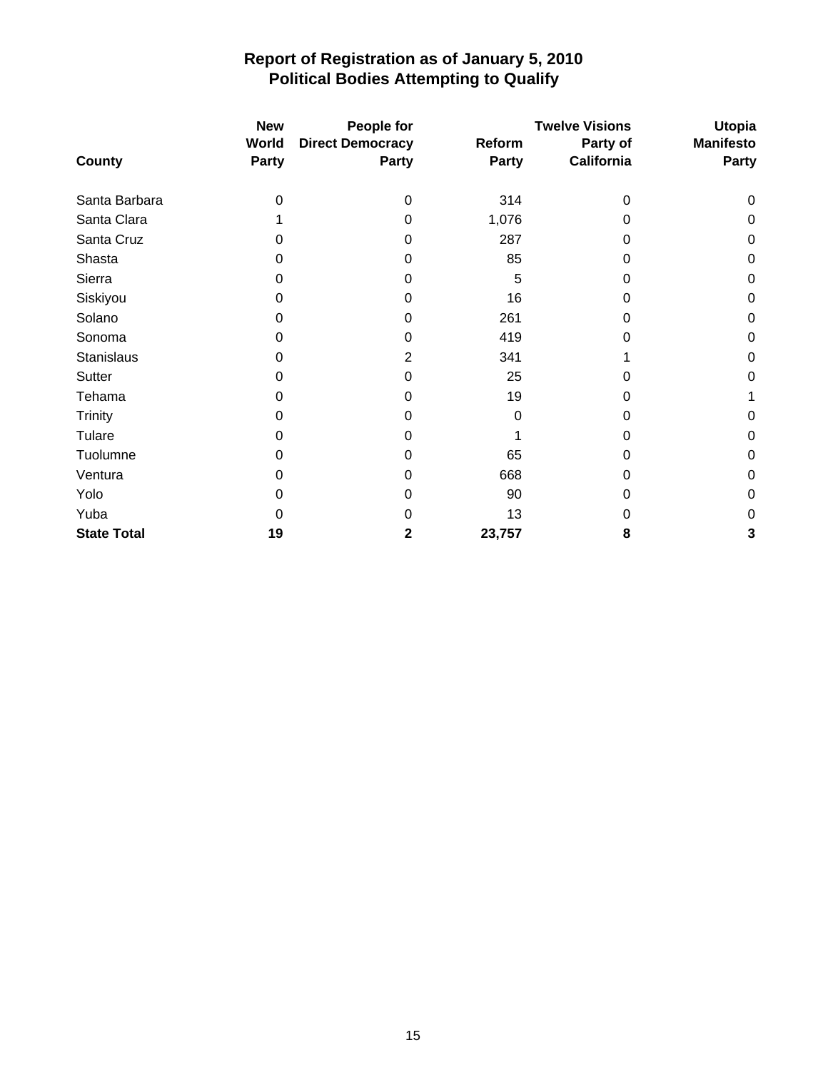# Report of Registration as of January 5, 2010
## Political Bodies Attempting to Qualify

| County | New World Party | People for Direct Democracy Party | Reform Party | Twelve Visions Party of California | Utopia Manifesto Party |
|---|---|---|---|---|---|
| Santa Barbara | 0 | 0 | 314 | 0 | 0 |
| Santa Clara | 1 | 0 | 1,076 | 0 | 0 |
| Santa Cruz | 0 | 0 | 287 | 0 | 0 |
| Shasta | 0 | 0 | 85 | 0 | 0 |
| Sierra | 0 | 0 | 5 | 0 | 0 |
| Siskiyou | 0 | 0 | 16 | 0 | 0 |
| Solano | 0 | 0 | 261 | 0 | 0 |
| Sonoma | 0 | 0 | 419 | 0 | 0 |
| Stanislaus | 0 | 2 | 341 | 1 | 0 |
| Sutter | 0 | 0 | 25 | 0 | 0 |
| Tehama | 0 | 0 | 19 | 0 | 1 |
| Trinity | 0 | 0 | 0 | 0 | 0 |
| Tulare | 0 | 0 | 1 | 0 | 0 |
| Tuolumne | 0 | 0 | 65 | 0 | 0 |
| Ventura | 0 | 0 | 668 | 0 | 0 |
| Yolo | 0 | 0 | 90 | 0 | 0 |
| Yuba | 0 | 0 | 13 | 0 | 0 |
| **State Total** | **19** | **2** | **23,757** | **8** | **3** |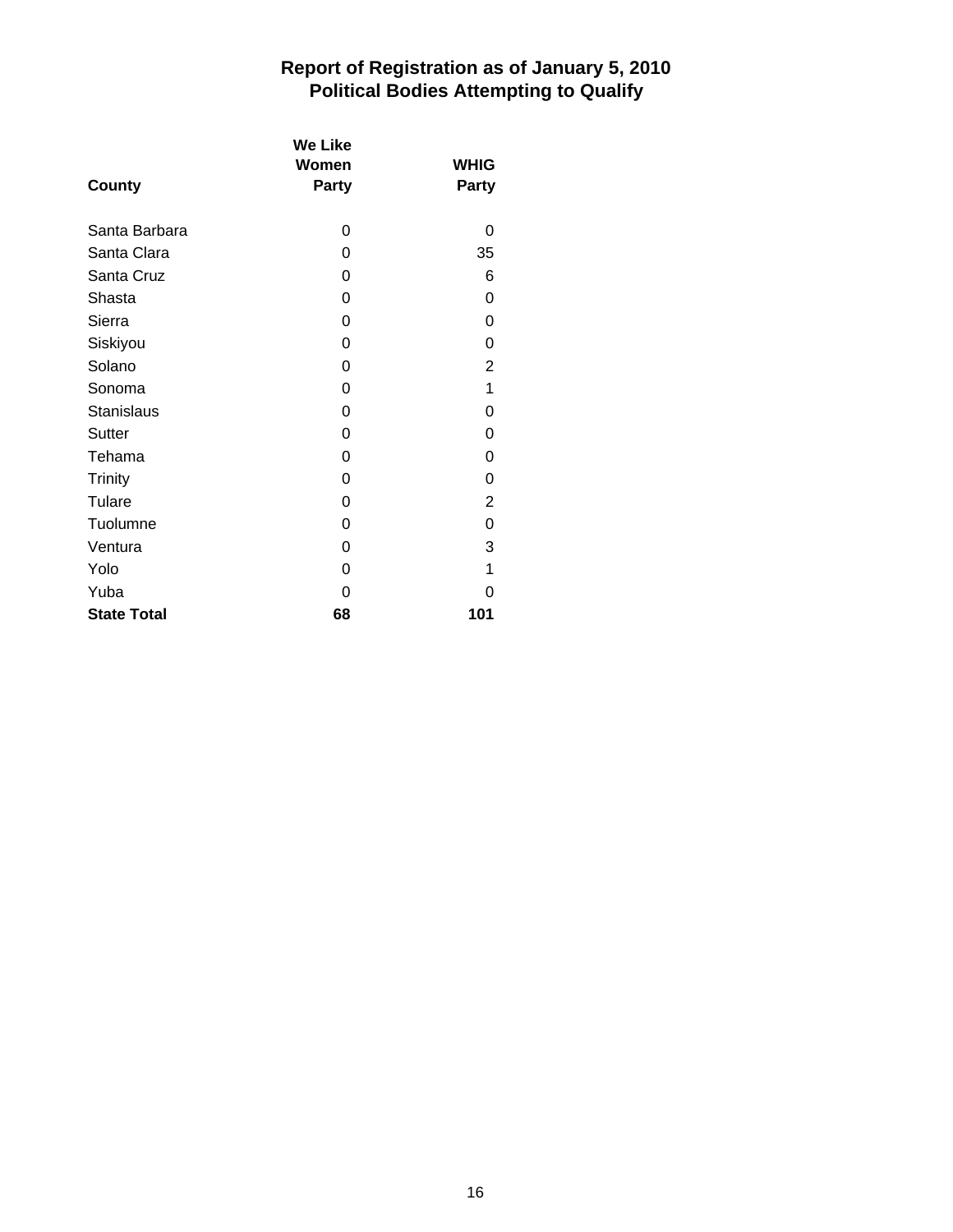# Report of Registration as of January 5, 2010
## Political Bodies Attempting to Qualify

| County | We Like Women Party | WHIG Party |
| --- | --- | --- |
| Santa Barbara | 0 | 0 |
| Santa Clara | 0 | 35 |
| Santa Cruz | 0 | 6 |
| Shasta | 0 | 0 |
| Sierra | 0 | 0 |
| Siskiyou | 0 | 0 |
| Solano | 0 | 2 |
| Sonoma | 0 | 1 |
| Stanislaus | 0 | 0 |
| Sutter | 0 | 0 |
| Tehama | 0 | 0 |
| Trinity | 0 | 0 |
| Tulare | 0 | 2 |
| Tuolumne | 0 | 0 |
| Ventura | 0 | 3 |
| Yolo | 0 | 1 |
| Yuba | 0 | 0 |
| **State Total** | **68** | **101** |